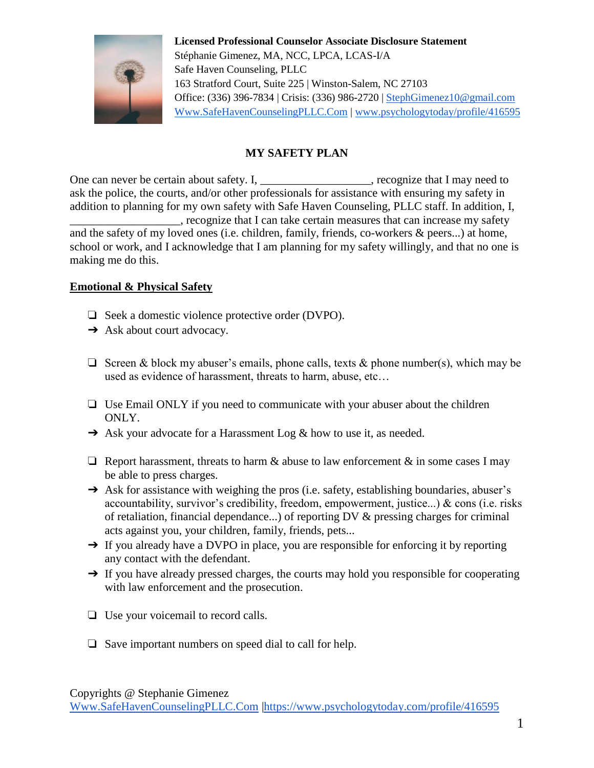**Licensed Professional Counselor Associate Disclosure Statement**
Stéphanie Gimenez, MA, NCC, LPCA, LCAS-I/A
Safe Haven Counseling, PLLC
163 Stratford Court, Suite 225 | Winston-Salem, NC 27103
Office: (336) 396-7834 | Crisis: (336) 986-2720 | StephGimenez10@gmail.com
Www.SafeHavenCounselingPLLC.Com | www.psychologytoday/profile/416595

## MY SAFETY PLAN

One can never be certain about safety. I, ___________________, recognize that I may need to ask the police, the courts, and/or other professionals for assistance with ensuring my safety in addition to planning for my own safety with Safe Haven Counseling, PLLC staff. In addition, I, ___________________, recognize that I can take certain measures that can increase my safety and the safety of my loved ones (i.e. children, family, friends, co-workers & peers...) at home, school or work, and I acknowledge that I am planning for my safety willingly, and that no one is making me do this.

### Emotional & Physical Safety

- ❏ Seek a domestic violence protective order (DVPO).
- ➔ Ask about court advocacy.

- ❏ Screen & block my abuser's emails, phone calls, texts & phone number(s), which may be used as evidence of harassment, threats to harm, abuse, etc…

- ❏ Use Email ONLY if you need to communicate with your abuser about the children ONLY.
- ➔ Ask your advocate for a Harassment Log & how to use it, as needed.

- ❏ Report harassment, threats to harm & abuse to law enforcement & in some cases I may be able to press charges.
- ➔ Ask for assistance with weighing the pros (i.e. safety, establishing boundaries, abuser's accountability, survivor's credibility, freedom, empowerment, justice...) & cons (i.e. risks of retaliation, financial dependance...) of reporting DV & pressing charges for criminal acts against you, your children, family, friends, pets...
- ➔ If you already have a DVPO in place, you are responsible for enforcing it by reporting any contact with the defendant.
- ➔ If you have already pressed charges, the courts may hold you responsible for cooperating with law enforcement and the prosecution.

- ❏ Use your voicemail to record calls.

- ❏ Save important numbers on speed dial to call for help.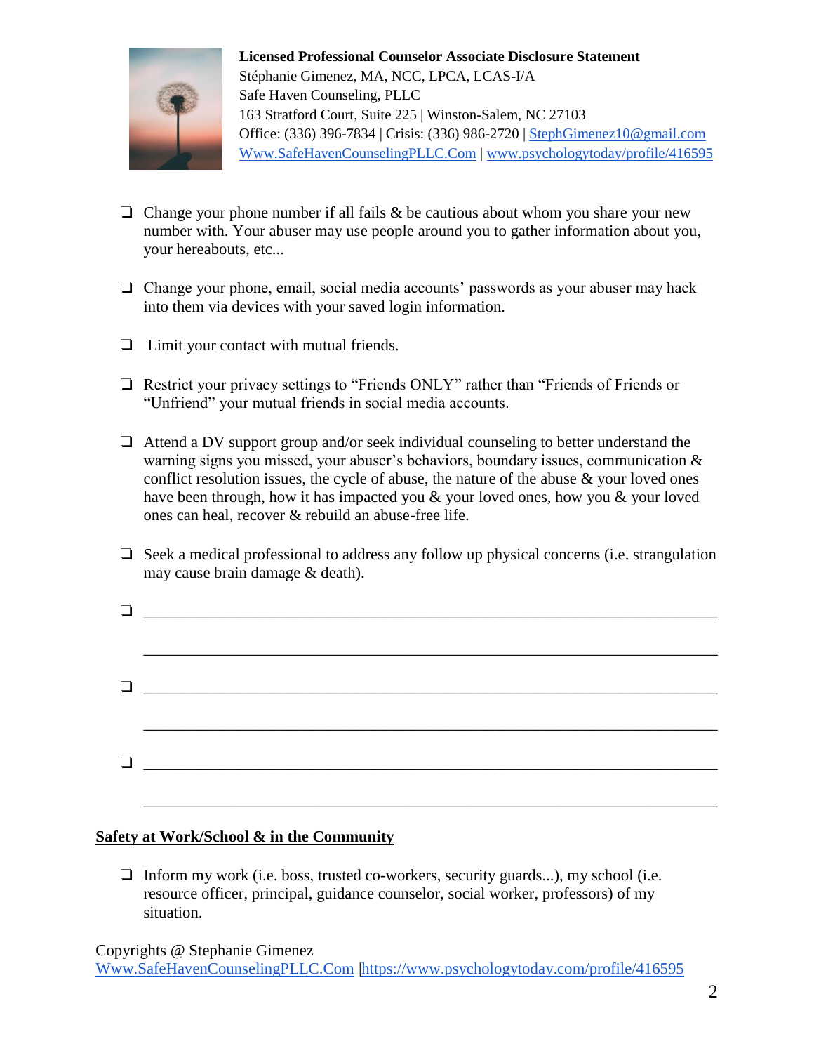- ❑ Change your phone number if all fails & be cautious about whom you share your new number with. Your abuser may use people around you to gather information about you, your hereabouts, etc...

- ❑ Change your phone, email, social media accounts' passwords as your abuser may hack into them via devices with your saved login information.

- ❑ Limit your contact with mutual friends.

- ❑ Restrict your privacy settings to "Friends ONLY" rather than "Friends of Friends or "Unfriend" your mutual friends in social media accounts.

- ❑ Attend a DV support group and/or seek individual counseling to better understand the warning signs you missed, your abuser's behaviors, boundary issues, communication & conflict resolution issues, the cycle of abuse, the nature of the abuse & your loved ones have been through, how it has impacted you & your loved ones, how you & your loved ones can heal, recover & rebuild an abuse-free life.

- ❑ Seek a medical professional to address any follow up physical concerns (i.e. strangulation may cause brain damage & death).

- ❑ ______________________________________________________________________

  ______________________________________________________________________

- ❑ ______________________________________________________________________

  ______________________________________________________________________

- ❑ ______________________________________________________________________

  ______________________________________________________________________

## Safety at Work/School & in the Community

- ❑ Inform my work (i.e. boss, trusted co-workers, security guards...), my school (i.e. resource officer, principal, guidance counselor, social worker, professors) of my situation.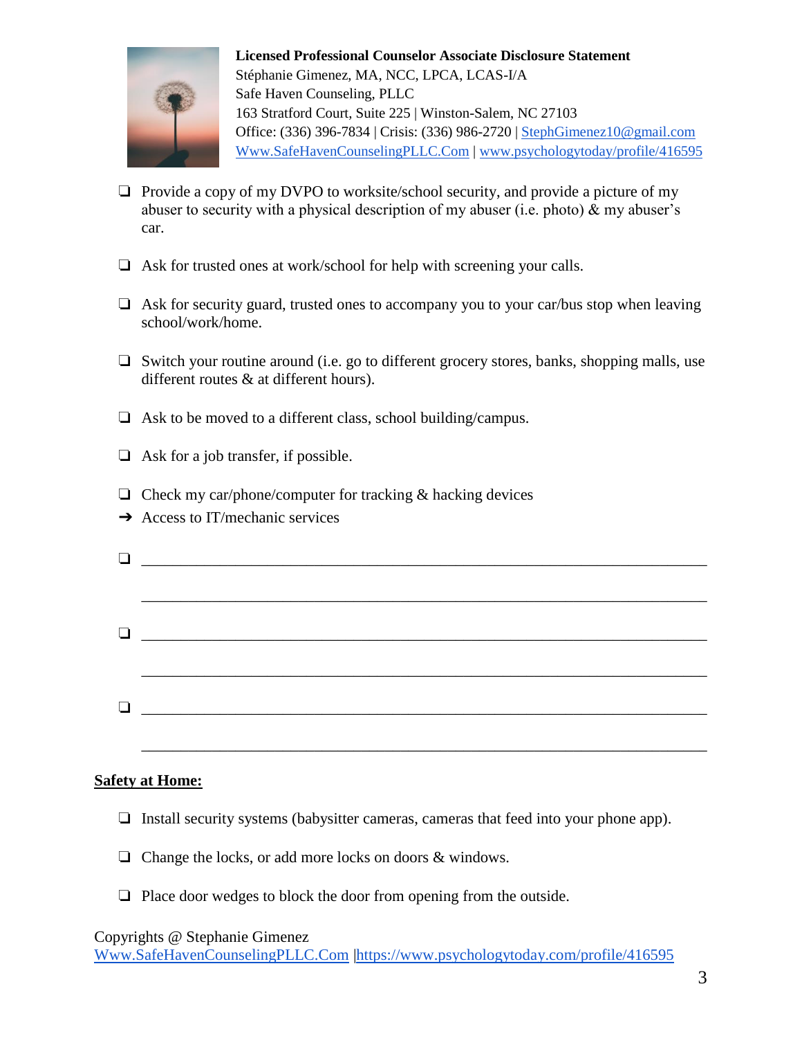**Licensed Professional Counselor Associate Disclosure Statement**
Stéphanie Gimenez, MA, NCC, LPCA, LCAS-I/A
Safe Haven Counseling, PLLC
163 Stratford Court, Suite 225 | Winston-Salem, NC 27103
Office: (336) 396-7834 | Crisis: (336) 986-2720 | StephGimenez10@gmail.com
Www.SafeHavenCounselingPLLC.Com | www.psychologytoday/profile/416595

- ❑ Provide a copy of my DVPO to worksite/school security, and provide a picture of my abuser to security with a physical description of my abuser (i.e. photo) & my abuser's car.
- ❑ Ask for trusted ones at work/school for help with screening your calls.
- ❑ Ask for security guard, trusted ones to accompany you to your car/bus stop when leaving school/work/home.
- ❑ Switch your routine around (i.e. go to different grocery stores, banks, shopping malls, use different routes & at different hours).
- ❑ Ask to be moved to a different class, school building/campus.
- ❑ Ask for a job transfer, if possible.
- ❑ Check my car/phone/computer for tracking & hacking devices
- ➔ Access to IT/mechanic services
- ❑ ______________________________________________________________________
  ______________________________________________________________________
- ❑ ______________________________________________________________________
  ______________________________________________________________________
- ❑ ______________________________________________________________________
  ______________________________________________________________________

**Safety at Home:**

- ❑ Install security systems (babysitter cameras, cameras that feed into your phone app).
- ❑ Change the locks, or add more locks on doors & windows.
- ❑ Place door wedges to block the door from opening from the outside.

Copyrights @ Stephanie Gimenez
Www.SafeHavenCounselingPLLC.Com |https://www.psychologytoday.com/profile/416595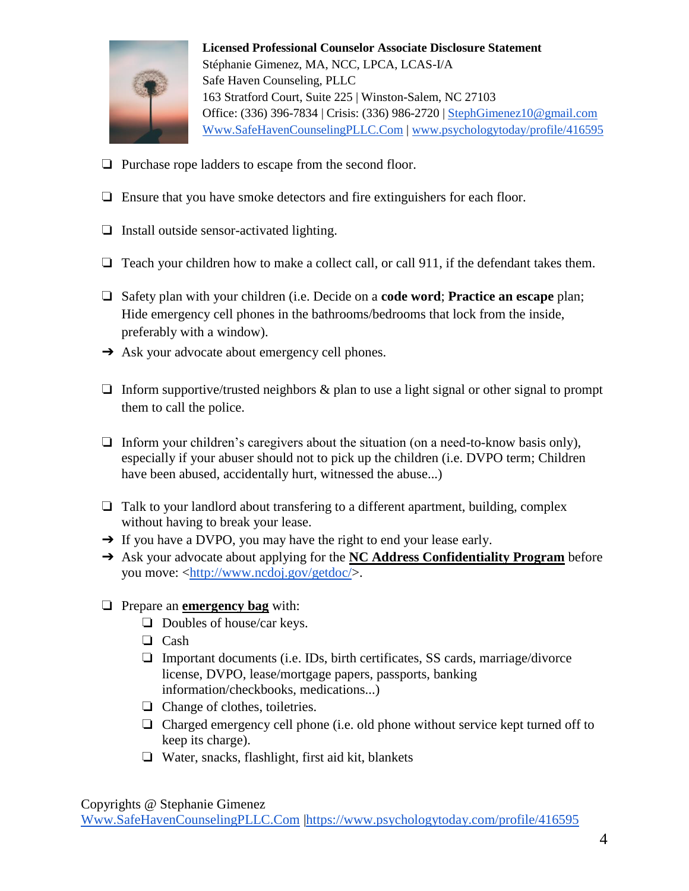**Licensed Professional Counselor Associate Disclosure Statement**
Stéphanie Gimenez, MA, NCC, LPCA, LCAS-I/A
Safe Haven Counseling, PLLC
163 Stratford Court, Suite 225 | Winston-Salem, NC 27103
Office: (336) 396-7834 | Crisis: (336) 986-2720 | StephGimenez10@gmail.com
Www.SafeHavenCounselingPLLC.Com | www.psychologytoday/profile/416595

- ❏ Purchase rope ladders to escape from the second floor.
- ❏ Ensure that you have smoke detectors and fire extinguishers for each floor.
- ❏ Install outside sensor-activated lighting.
- ❏ Teach your children how to make a collect call, or call 911, if the defendant takes them.
- ❏ Safety plan with your children (i.e. Decide on a **code word**; **Practice an escape** plan; Hide emergency cell phones in the bathrooms/bedrooms that lock from the inside, preferably with a window).
- ➔ Ask your advocate about emergency cell phones.
- ❏ Inform supportive/trusted neighbors & plan to use a light signal or other signal to prompt them to call the police.
- ❏ Inform your children's caregivers about the situation (on a need-to-know basis only), especially if your abuser should not to pick up the children (i.e. DVPO term; Children have been abused, accidentally hurt, witnessed the abuse...)
- ❏ Talk to your landlord about transfering to a different apartment, building, complex without having to break your lease.
- ➔ If you have a DVPO, you may have the right to end your lease early.
- ➔ Ask your advocate about applying for the **NC Address Confidentiality Program** before you move: <http://www.ncdoj.gov/getdoc/>.
- ❏ Prepare an **emergency bag** with:
  - ❏ Doubles of house/car keys.
  - ❏ Cash
  - ❏ Important documents (i.e. IDs, birth certificates, SS cards, marriage/divorce license, DVPO, lease/mortgage papers, passports, banking information/checkbooks, medications...)
  - ❏ Change of clothes, toiletries.
  - ❏ Charged emergency cell phone (i.e. old phone without service kept turned off to keep its charge).
  - ❏ Water, snacks, flashlight, first aid kit, blankets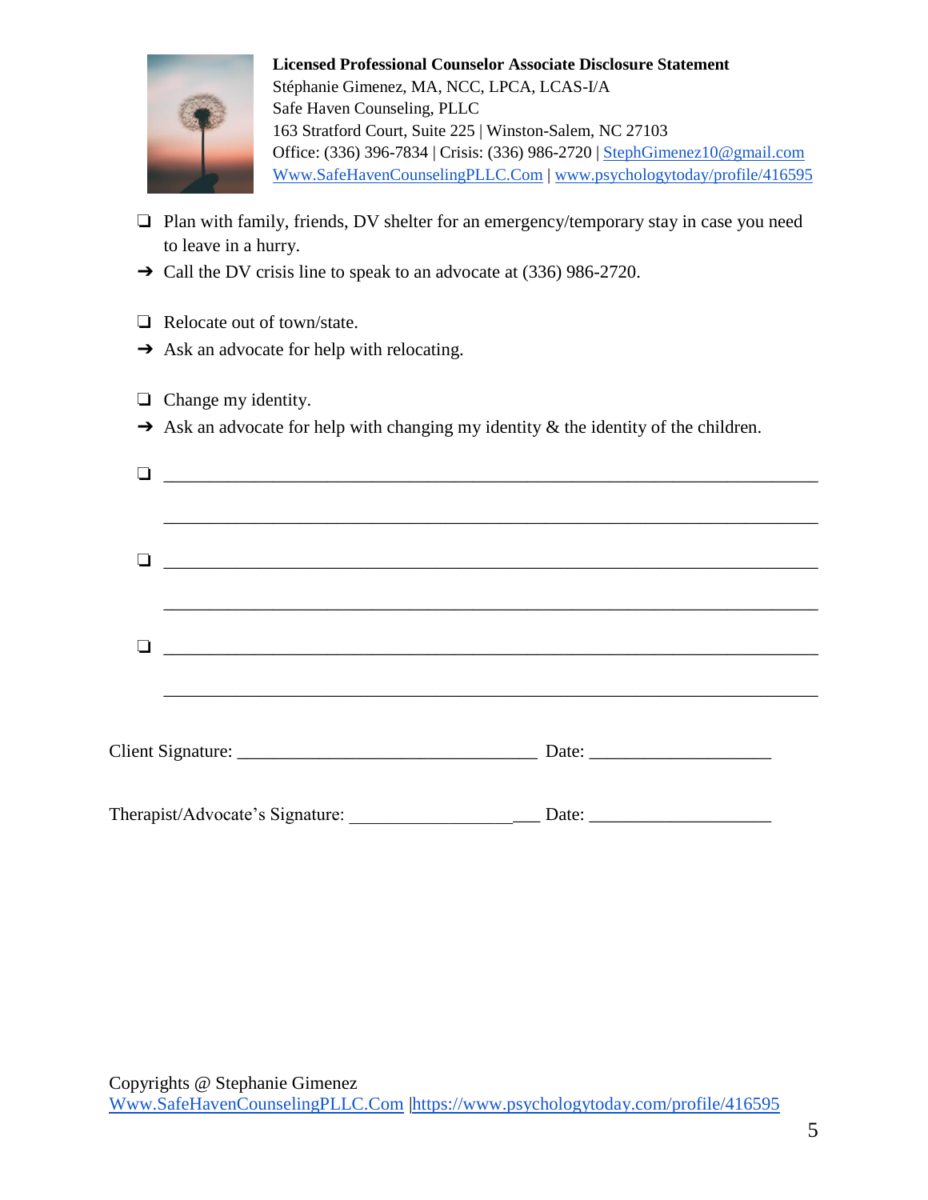**Licensed Professional Counselor Associate Disclosure Statement**
Stéphanie Gimenez, MA, NCC, LPCA, LCAS-I/A
Safe Haven Counseling, PLLC
163 Stratford Court, Suite 225 | Winston-Salem, NC 27103
Office: (336) 396-7834 | Crisis: (336) 986-2720 | StephGimenez10@gmail.com
Www.SafeHavenCounselingPLLC.Com | www.psychologytoday/profile/416595

- ❑ Plan with family, friends, DV shelter for an emergency/temporary stay in case you need to leave in a hurry.
- ➔ Call the DV crisis line to speak to an advocate at (336) 986-2720.

- ❑ Relocate out of town/state.
- ➔ Ask an advocate for help with relocating.

- ❑ Change my identity.
- ➔ Ask an advocate for help with changing my identity & the identity of the children.

- ❑ ____________________________________________________________________
  ____________________________________________________________________
- ❑ ____________________________________________________________________
  ____________________________________________________________________
- ❑ ____________________________________________________________________
  ____________________________________________________________________

Client Signature: ________________________________ Date: ___________________

Therapist/Advocate's Signature: ____________________ Date: ___________________

Copyrights @ Stephanie Gimenez
Www.SafeHavenCounselingPLLC.Com |https://www.psychologytoday.com/profile/416595